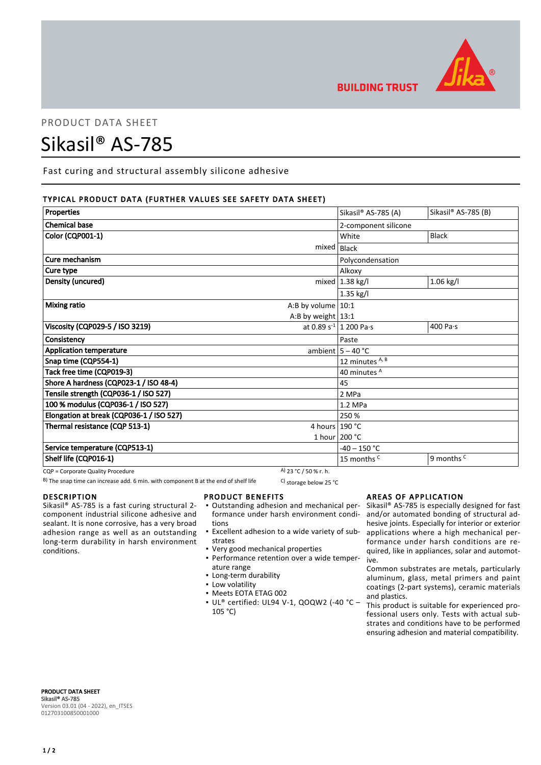BUILDING TRUST

PRODUCT DATA SHEET

# Sikasil® AS-785

Fast curing and structural assembly silicone adhesive

## TYPICAL PRODUCT DATA (FURTHER VALUES SEE SAFETY DATA SHEET)

| Properties | | Sikasil® AS-785 (A) | Sikasil® AS-785 (B) |
|---|---|---|---|
| Chemical base | | 2-component silicone | |
| Color (CQP001-1) | | White | Black |
| | mixed | Black | |
| Cure mechanism | | Polycondensation | |
| Cure type | | Alkoxy | |
| Density (uncured) | | 1.38 kg/l | 1.06 kg/l |
| | mixed | 1.35 kg/l | |
| Mixing ratio | A:B by volume | 10:1 | |
| | A:B by weight | 13:1 | |
| Viscosity (CQP029-5 / ISO 3219) | at 0.89 $s^{-1}$ | 1 200 Pa·s | 400 Pa·s |
| Consistency | | Paste | |
| Application temperature | ambient | 5 – 40 °C | |
| Snap time (CQP554-1) | | 12 minutes [A, B] | |
| Tack free time (CQP019-3) | | 40 minutes [A] | |
| Shore A hardness (CQP023-1 / ISO 48-4) | | 45 | |
| Tensile strength (CQP036-1 / ISO 527) | | 2 MPa | |
| 100 % modulus (CQP036-1 / ISO 527) | | 1.2 MPa | |
| Elongation at break (CQP036-1 / ISO 527) | | 250 % | |
| Thermal resistance (CQP 513-1) | 4 hours | 190 °C | |
| | 1 hour | 200 °C | |
| Service temperature (CQP513-1) | | -40 – 150 °C | |
| Shelf life (CQP016-1) | | 15 months [C] | 9 months [C] |

CQP = Corporate Quality Procedure

[A] 23 °C / 50 % r. h.

[B] The snap time can increase add. 6 min. with component B at the end of shelf life

[C] storage below 25 °C

## DESCRIPTION

Sikasil® AS-785 is a fast curing structural 2-component industrial silicone adhesive and sealant. It is none corrosive, has a very broad adhesion range as well as an outstanding long-term durability in harsh environment conditions.

## PRODUCT BENEFITS

- Outstanding adhesion and mechanical performance under harsh environment conditions
- Excellent adhesion to a wide variety of substrates
- Very good mechanical properties
- Performance retention over a wide temperature range
- Long-term durability
- Low volatility
- Meets EOTA ETAG 002
- UL® certified: UL94 V-1, QOQW2 (-40 °C – 105 °C)

## AREAS OF APPLICATION

Sikasil® AS-785 is especially designed for fast and/or automated bonding of structural adhesive joints. Especially for interior or exterior applications where a high mechanical performance under harsh conditions are required, like in appliances, solar and automotive.

Common substrates are metals, particularly aluminum, glass, metal primers and paint coatings (2-part systems), ceramic materials and plastics.

This product is suitable for experienced professional users only. Tests with actual substrates and conditions have to be performed ensuring adhesion and material compatibility.

**PRODUCT DATA SHEET**
**Sikasil® AS-785**
Version 03.01 (04 - 2022), en_ITSES
012703100850001000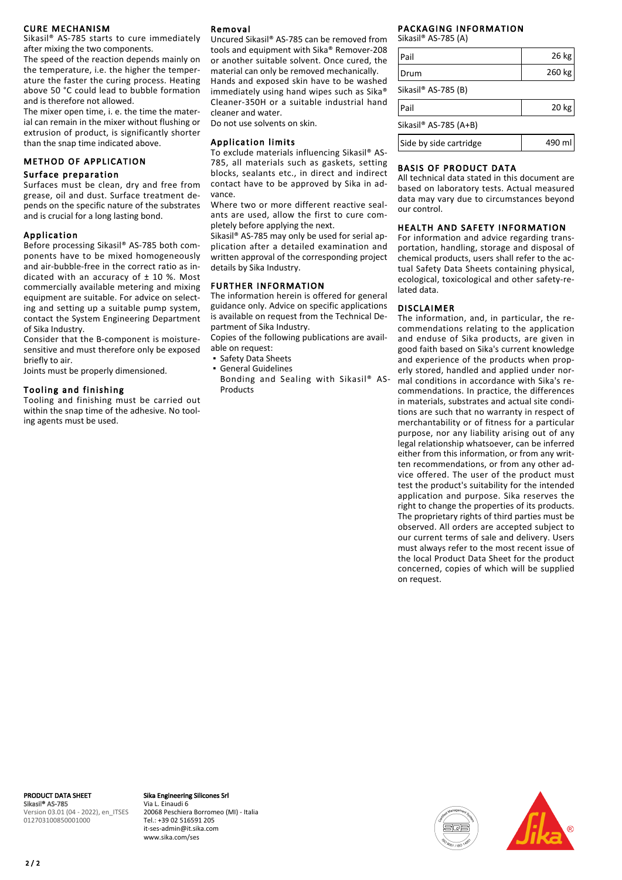## CURE MECHANISM

Sikasil® AS-785 starts to cure immediately after mixing the two components.

The speed of the reaction depends mainly on the temperature, i.e. the higher the temperature the faster the curing process. Heating above 50 °C could lead to bubble formation and is therefore not allowed.

The mixer open time, i. e. the time the material can remain in the mixer without flushing or extrusion of product, is significantly shorter than the snap time indicated above.

## METHOD OF APPLICATION

### Surface preparation

Surfaces must be clean, dry and free from grease, oil and dust. Surface treatment depends on the specific nature of the substrates and is crucial for a long lasting bond.

### Application

Before processing Sikasil® AS-785 both components have to be mixed homogeneously and air-bubble-free in the correct ratio as indicated with an accuracy of ± 10 %. Most commercially available metering and mixing equipment are suitable. For advice on selecting and setting up a suitable pump system, contact the System Engineering Department of Sika Industry.

Consider that the B-component is moisture-sensitive and must therefore only be exposed briefly to air.

Joints must be properly dimensioned.

### Tooling and finishing

Tooling and finishing must be carried out within the snap time of the adhesive. No tooling agents must be used.

### Removal

Uncured Sikasil® AS-785 can be removed from tools and equipment with Sika® Remover-208 or another suitable solvent. Once cured, the material can only be removed mechanically.

Hands and exposed skin have to be washed immediately using hand wipes such as Sika® Cleaner-350H or a suitable industrial hand cleaner and water.

Do not use solvents on skin.

### Application limits

To exclude materials influencing Sikasil® AS-785, all materials such as gaskets, setting blocks, sealants etc., in direct and indirect contact have to be approved by Sika in advance.

Where two or more different reactive sealants are used, allow the first to cure completely before applying the next.

Sikasil® AS-785 may only be used for serial application after a detailed examination and written approval of the corresponding project details by Sika Industry.

## FURTHER INFORMATION

The information herein is offered for general guidance only. Advice on specific applications is available on request from the Technical Department of Sika Industry.

Copies of the following publications are available on request:

- Safety Data Sheets
- General Guidelines
  Bonding and Sealing with Sikasil® AS-Products

## PACKAGING INFORMATION

Sikasil® AS-785 (A)

| | |
|---|---|
| Pail | 26 kg |
| Drum | 260 kg |

Sikasil® AS-785 (B)

| | |
|---|---|
| Pail | 20 kg |

Sikasil® AS-785 (A+B)

| | |
|---|---|
| Side by side cartridge | 490 ml |

## BASIS OF PRODUCT DATA

All technical data stated in this document are based on laboratory tests. Actual measured data may vary due to circumstances beyond our control.

## HEALTH AND SAFETY INFORMATION

For information and advice regarding transportation, handling, storage and disposal of chemical products, users shall refer to the actual Safety Data Sheets containing physical, ecological, toxicological and other safety-related data.

## DISCLAIMER

The information, and, in particular, the recommendations relating to the application and enduse of Sika products, are given in good faith based on Sika's current knowledge and experience of the products when properly stored, handled and applied under normal conditions in accordance with Sika's recommendations. In practice, the differences in materials, substrates and actual site conditions are such that no warranty in respect of merchantability or of fitness for a particular purpose, nor any liability arising out of any legal relationship whatsoever, can be inferred either from this information, or from any written recommendations, or from any other advice offered. The user of the product must test the product's suitability for the intended application and purpose. Sika reserves the right to change the properties of its products. The proprietary rights of third parties must be observed. All orders are accepted subject to our current terms of sale and delivery. Users must always refer to the most recent issue of the local Product Data Sheet for the product concerned, copies of which will be supplied on request.

**PRODUCT DATA SHEET**
**Sikasil® AS-785**
Version 03.01 (04 - 2022), en_ITSES
012703100850001000

**Sika Engineering Silicones Srl**
Via L. Einaudi 6
20068 Peschiera Borromeo (MI) - Italia
Tel.: +39 02 516591 205
it-ses-admin@it.sika.com
www.sika.com/ses